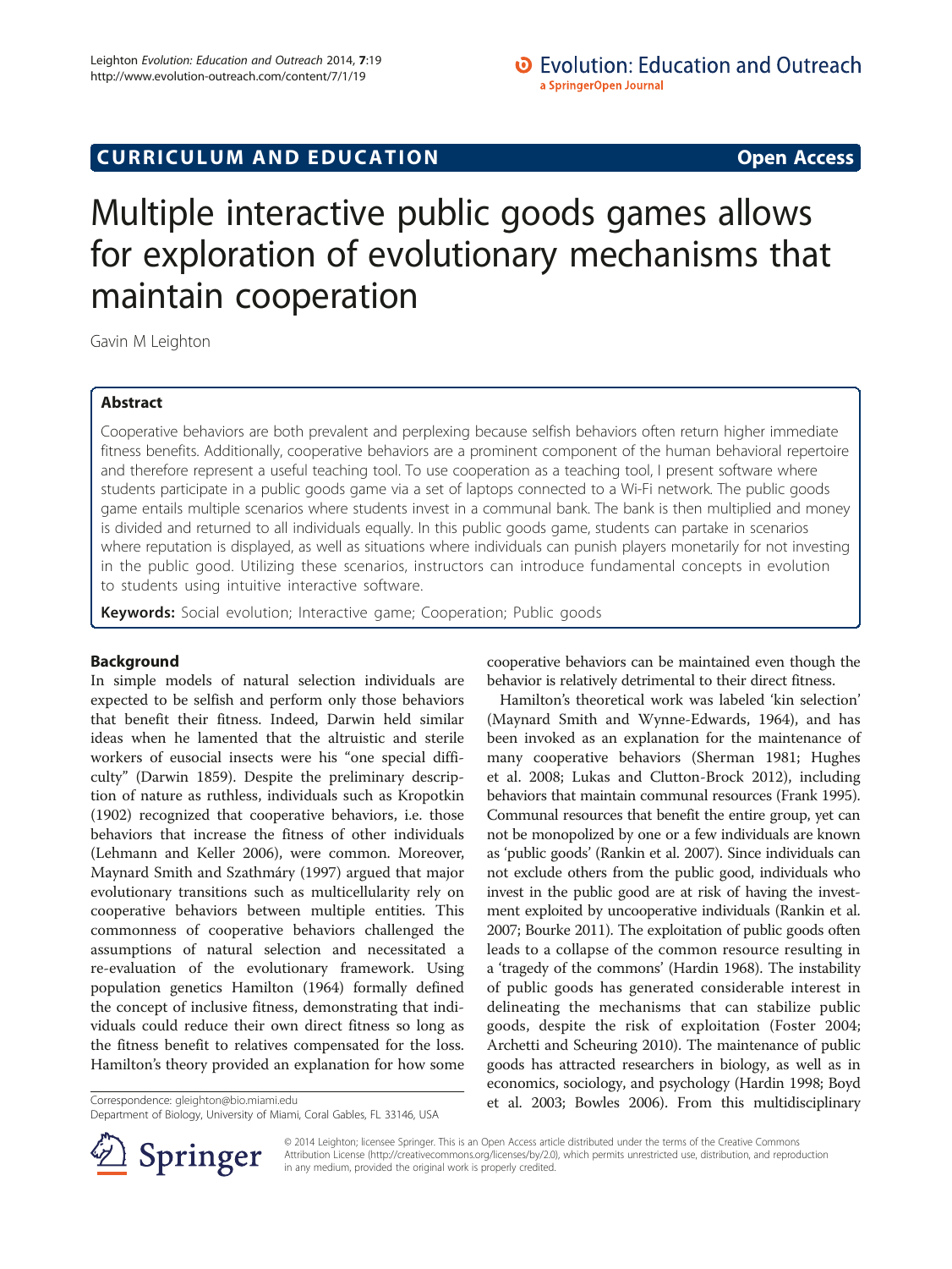CURRICULUM AND EDUCATION

Open Access

# Multiple interactive public goods games allows for exploration of evolutionary mechanisms that maintain cooperation

Gavin M Leighton

## Abstract

Cooperative behaviors are both prevalent and perplexing because selfish behaviors often return higher immediate fitness benefits. Additionally, cooperative behaviors are a prominent component of the human behavioral repertoire and therefore represent a useful teaching tool. To use cooperation as a teaching tool, I present software where students participate in a public goods game via a set of laptops connected to a Wi-Fi network. The public goods game entails multiple scenarios where students invest in a communal bank. The bank is then multiplied and money is divided and returned to all individuals equally. In this public goods game, students can partake in scenarios where reputation is displayed, as well as situations where individuals can punish players monetarily for not investing in the public good. Utilizing these scenarios, instructors can introduce fundamental concepts in evolution to students using intuitive interactive software.

**Keywords:** Social evolution; Interactive game; Cooperation; Public goods

## Background

In simple models of natural selection individuals are expected to be selfish and perform only those behaviors that benefit their fitness. Indeed, Darwin held similar ideas when he lamented that the altruistic and sterile workers of eusocial insects were his "one special difficulty" (Darwin 1859). Despite the preliminary description of nature as ruthless, individuals such as Kropotkin (1902) recognized that cooperative behaviors, i.e. those behaviors that increase the fitness of other individuals (Lehmann and Keller 2006), were common. Moreover, Maynard Smith and Szathmáry (1997) argued that major evolutionary transitions such as multicellularity rely on cooperative behaviors between multiple entities. This commonness of cooperative behaviors challenged the assumptions of natural selection and necessitated a re-evaluation of the evolutionary framework. Using population genetics Hamilton (1964) formally defined the concept of inclusive fitness, demonstrating that individuals could reduce their own direct fitness so long as the fitness benefit to relatives compensated for the loss. Hamilton's theory provided an explanation for how some cooperative behaviors can be maintained even though the behavior is relatively detrimental to their direct fitness.

Hamilton's theoretical work was labeled 'kin selection' (Maynard Smith and Wynne-Edwards, 1964), and has been invoked as an explanation for the maintenance of many cooperative behaviors (Sherman 1981; Hughes et al. 2008; Lukas and Clutton-Brock 2012), including behaviors that maintain communal resources (Frank 1995). Communal resources that benefit the entire group, yet can not be monopolized by one or a few individuals are known as 'public goods' (Rankin et al. 2007). Since individuals can not exclude others from the public good, individuals who invest in the public good are at risk of having the investment exploited by uncooperative individuals (Rankin et al. 2007; Bourke 2011). The exploitation of public goods often leads to a collapse of the common resource resulting in a 'tragedy of the commons' (Hardin 1968). The instability of public goods has generated considerable interest in delineating the mechanisms that can stabilize public goods, despite the risk of exploitation (Foster 2004; Archetti and Scheuring 2010). The maintenance of public goods has attracted researchers in biology, as well as in economics, sociology, and psychology (Hardin 1998; Boyd et al. 2003; Bowles 2006). From this multidisciplinary

Correspondence: gleighton@bio.miami.edu
Department of Biology, University of Miami, Coral Gables, FL 33146, USA

© 2014 Leighton; licensee Springer. This is an Open Access article distributed under the terms of the Creative Commons Attribution License (http://creativecommons.org/licenses/by/2.0), which permits unrestricted use, distribution, and reproduction in any medium, provided the original work is properly credited.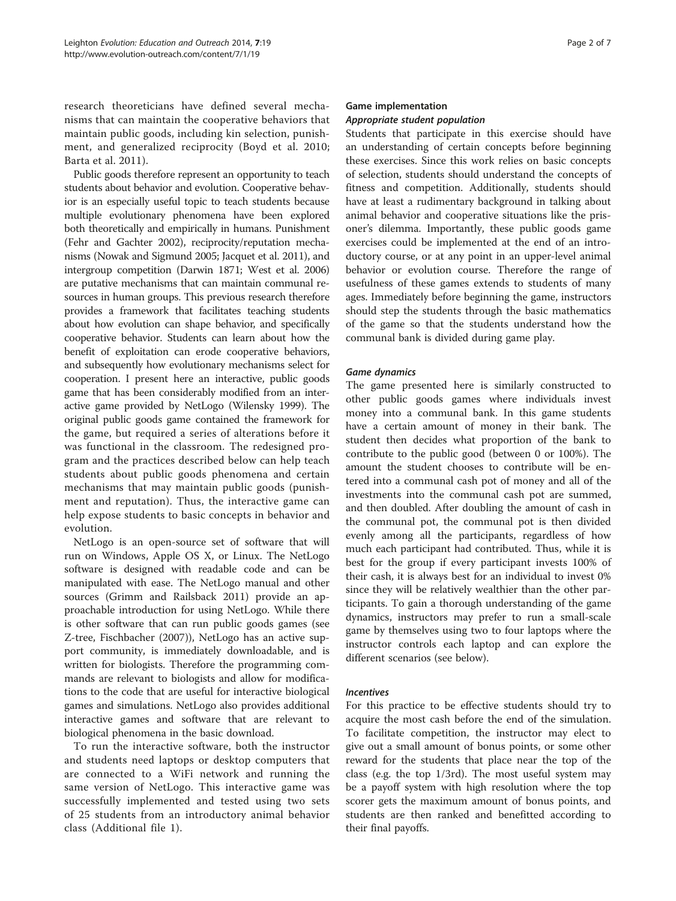research theoreticians have defined several mechanisms that can maintain the cooperative behaviors that maintain public goods, including kin selection, punishment, and generalized reciprocity (Boyd et al. 2010; Barta et al. 2011).

Public goods therefore represent an opportunity to teach students about behavior and evolution. Cooperative behavior is an especially useful topic to teach students because multiple evolutionary phenomena have been explored both theoretically and empirically in humans. Punishment (Fehr and Gachter 2002), reciprocity/reputation mechanisms (Nowak and Sigmund 2005; Jacquet et al. 2011), and intergroup competition (Darwin 1871; West et al. 2006) are putative mechanisms that can maintain communal resources in human groups. This previous research therefore provides a framework that facilitates teaching students about how evolution can shape behavior, and specifically cooperative behavior. Students can learn about how the benefit of exploitation can erode cooperative behaviors, and subsequently how evolutionary mechanisms select for cooperation. I present here an interactive, public goods game that has been considerably modified from an interactive game provided by NetLogo (Wilensky 1999). The original public goods game contained the framework for the game, but required a series of alterations before it was functional in the classroom. The redesigned program and the practices described below can help teach students about public goods phenomena and certain mechanisms that may maintain public goods (punishment and reputation). Thus, the interactive game can help expose students to basic concepts in behavior and evolution.

NetLogo is an open-source set of software that will run on Windows, Apple OS X, or Linux. The NetLogo software is designed with readable code and can be manipulated with ease. The NetLogo manual and other sources (Grimm and Railsback 2011) provide an approachable introduction for using NetLogo. While there is other software that can run public goods games (see Z-tree, Fischbacher (2007)), NetLogo has an active support community, is immediately downloadable, and is written for biologists. Therefore the programming commands are relevant to biologists and allow for modifications to the code that are useful for interactive biological games and simulations. NetLogo also provides additional interactive games and software that are relevant to biological phenomena in the basic download.

To run the interactive software, both the instructor and students need laptops or desktop computers that are connected to a WiFi network and running the same version of NetLogo. This interactive game was successfully implemented and tested using two sets of 25 students from an introductory animal behavior class (Additional file 1).

## Game implementation

### *Appropriate student population*

Students that participate in this exercise should have an understanding of certain concepts before beginning these exercises. Since this work relies on basic concepts of selection, students should understand the concepts of fitness and competition. Additionally, students should have at least a rudimentary background in talking about animal behavior and cooperative situations like the prisoner's dilemma. Importantly, these public goods game exercises could be implemented at the end of an introductory course, or at any point in an upper-level animal behavior or evolution course. Therefore the range of usefulness of these games extends to students of many ages. Immediately before beginning the game, instructors should step the students through the basic mathematics of the game so that the students understand how the communal bank is divided during game play.

### *Game dynamics*

The game presented here is similarly constructed to other public goods games where individuals invest money into a communal bank. In this game students have a certain amount of money in their bank. The student then decides what proportion of the bank to contribute to the public good (between 0 or 100%). The amount the student chooses to contribute will be entered into a communal cash pot of money and all of the investments into the communal cash pot are summed, and then doubled. After doubling the amount of cash in the communal pot, the communal pot is then divided evenly among all the participants, regardless of how much each participant had contributed. Thus, while it is best for the group if every participant invests 100% of their cash, it is always best for an individual to invest 0% since they will be relatively wealthier than the other participants. To gain a thorough understanding of the game dynamics, instructors may prefer to run a small-scale game by themselves using two to four laptops where the instructor controls each laptop and can explore the different scenarios (see below).

### *Incentives*

For this practice to be effective students should try to acquire the most cash before the end of the simulation. To facilitate competition, the instructor may elect to give out a small amount of bonus points, or some other reward for the students that place near the top of the class (e.g. the top 1/3rd). The most useful system may be a payoff system with high resolution where the top scorer gets the maximum amount of bonus points, and students are then ranked and benefitted according to their final payoffs.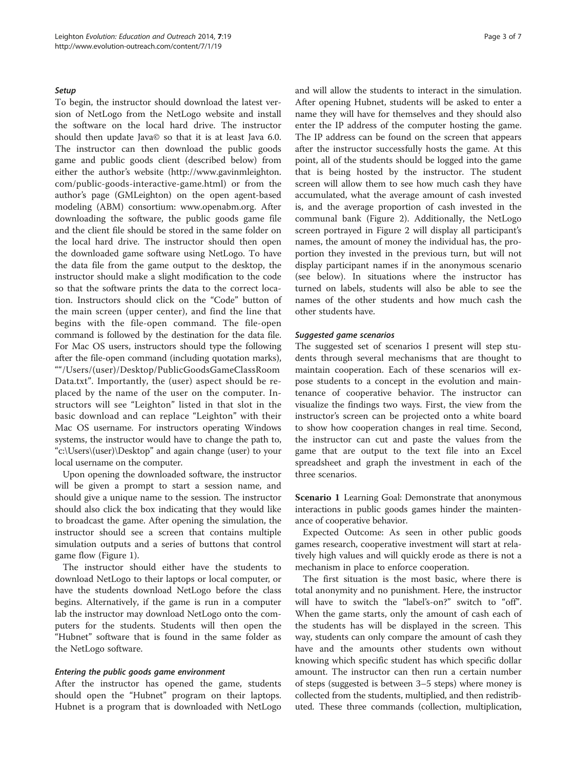### *Setup*

To begin, the instructor should download the latest version of NetLogo from the NetLogo website and install the software on the local hard drive. The instructor should then update Java© so that it is at least Java 6.0. The instructor can then download the public goods game and public goods client (described below) from either the author's website (http://www.gavinmleighton.com/public-goods-interactive-game.html) or from the author's page (GMLeighton) on the open agent-based modeling (ABM) consortium: www.openabm.org. After downloading the software, the public goods game file and the client file should be stored in the same folder on the local hard drive. The instructor should then open the downloaded game software using NetLogo. To have the data file from the game output to the desktop, the instructor should make a slight modification to the code so that the software prints the data to the correct location. Instructors should click on the "Code" button of the main screen (upper center), and find the line that begins with the file-open command. The file-open command is followed by the destination for the data file. For Mac OS users, instructors should type the following after the file-open command (including quotation marks), ""/Users/(user)/Desktop/PublicGoodsGameClassRoom Data.txt". Importantly, the (user) aspect should be replaced by the name of the user on the computer. Instructors will see "Leighton" listed in that slot in the basic download and can replace "Leighton" with their Mac OS username. For instructors operating Windows systems, the instructor would have to change the path to, "c:\Users\(user)\Desktop" and again change (user) to your local username on the computer.

Upon opening the downloaded software, the instructor will be given a prompt to start a session name, and should give a unique name to the session. The instructor should also click the box indicating that they would like to broadcast the game. After opening the simulation, the instructor should see a screen that contains multiple simulation outputs and a series of buttons that control game flow (Figure 1).

The instructor should either have the students to download NetLogo to their laptops or local computer, or have the students download NetLogo before the class begins. Alternatively, if the game is run in a computer lab the instructor may download NetLogo onto the computers for the students. Students will then open the "Hubnet" software that is found in the same folder as the NetLogo software.

### *Entering the public goods game environment*

After the instructor has opened the game, students should open the "Hubnet" program on their laptops. Hubnet is a program that is downloaded with NetLogo and will allow the students to interact in the simulation. After opening Hubnet, students will be asked to enter a name they will have for themselves and they should also enter the IP address of the computer hosting the game. The IP address can be found on the screen that appears after the instructor successfully hosts the game. At this point, all of the students should be logged into the game that is being hosted by the instructor. The student screen will allow them to see how much cash they have accumulated, what the average amount of cash invested is, and the average proportion of cash invested in the communal bank (Figure 2). Additionally, the NetLogo screen portrayed in Figure 2 will display all participant's names, the amount of money the individual has, the proportion they invested in the previous turn, but will not display participant names if in the anonymous scenario (see below). In situations where the instructor has turned on labels, students will also be able to see the names of the other students and how much cash the other students have.

### *Suggested game scenarios*

The suggested set of scenarios I present will step students through several mechanisms that are thought to maintain cooperation. Each of these scenarios will expose students to a concept in the evolution and maintenance of cooperative behavior. The instructor can visualize the findings two ways. First, the view from the instructor's screen can be projected onto a white board to show how cooperation changes in real time. Second, the instructor can cut and paste the values from the game that are output to the text file into an Excel spreadsheet and graph the investment in each of the three scenarios.

**Scenario 1** Learning Goal: Demonstrate that anonymous interactions in public goods games hinder the maintenance of cooperative behavior.

Expected Outcome: As seen in other public goods games research, cooperative investment will start at relatively high values and will quickly erode as there is not a mechanism in place to enforce cooperation.

The first situation is the most basic, where there is total anonymity and no punishment. Here, the instructor will have to switch the "label's-on?" switch to "off". When the game starts, only the amount of cash each of the students has will be displayed in the screen. This way, students can only compare the amount of cash they have and the amounts other students own without knowing which specific student has which specific dollar amount. The instructor can then run a certain number of steps (suggested is between 3–5 steps) where money is collected from the students, multiplied, and then redistributed. These three commands (collection, multiplication,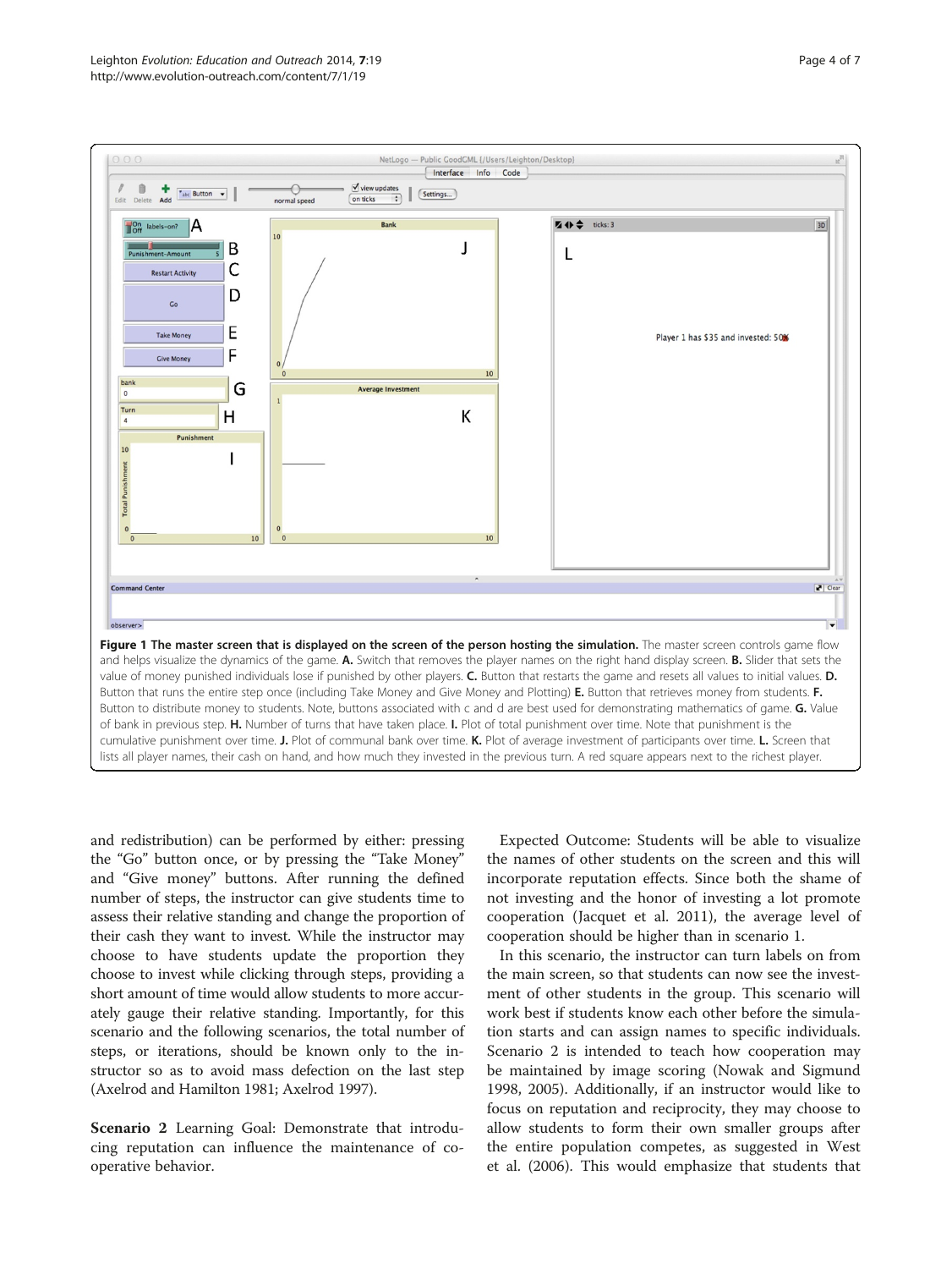**Figure 1 The master screen that is displayed on the screen of the person hosting the simulation.** The master screen controls game flow and helps visualize the dynamics of the game. **A.** Switch that removes the player names on the right hand display screen. **B.** Slider that sets the value of money punished individuals lose if punished by other players. **C.** Button that restarts the game and resets all values to initial values. **D.** Button that runs the entire step once (including Take Money and Give Money and Plotting) **E.** Button that retrieves money from students. **F.** Button to distribute money to students. Note, buttons associated with c and d are best used for demonstrating mathematics of game. **G.** Value of bank in previous step. **H.** Number of turns that have taken place. **I.** Plot of total punishment over time. Note that punishment is the cumulative punishment over time. **J.** Plot of communal bank over time. **K.** Plot of average investment of participants over time. **L.** Screen that lists all player names, their cash on hand, and how much they invested in the previous turn. A red square appears next to the richest player.

and redistribution) can be performed by either: pressing the "Go" button once, or by pressing the "Take Money" and "Give money" buttons. After running the defined number of steps, the instructor can give students time to assess their relative standing and change the proportion of their cash they want to invest. While the instructor may choose to have students update the proportion they choose to invest while clicking through steps, providing a short amount of time would allow students to more accurately gauge their relative standing. Importantly, for this scenario and the following scenarios, the total number of steps, or iterations, should be known only to the instructor so as to avoid mass defection on the last step (Axelrod and Hamilton 1981; Axelrod 1997).

**Scenario 2** Learning Goal: Demonstrate that introducing reputation can influence the maintenance of cooperative behavior.

Expected Outcome: Students will be able to visualize the names of other students on the screen and this will incorporate reputation effects. Since both the shame of not investing and the honor of investing a lot promote cooperation (Jacquet et al. 2011), the average level of cooperation should be higher than in scenario 1.

In this scenario, the instructor can turn labels on from the main screen, so that students can now see the investment of other students in the group. This scenario will work best if students know each other before the simulation starts and can assign names to specific individuals. Scenario 2 is intended to teach how cooperation may be maintained by image scoring (Nowak and Sigmund 1998, 2005). Additionally, if an instructor would like to focus on reputation and reciprocity, they may choose to allow students to form their own smaller groups after the entire population competes, as suggested in West et al. (2006). This would emphasize that students that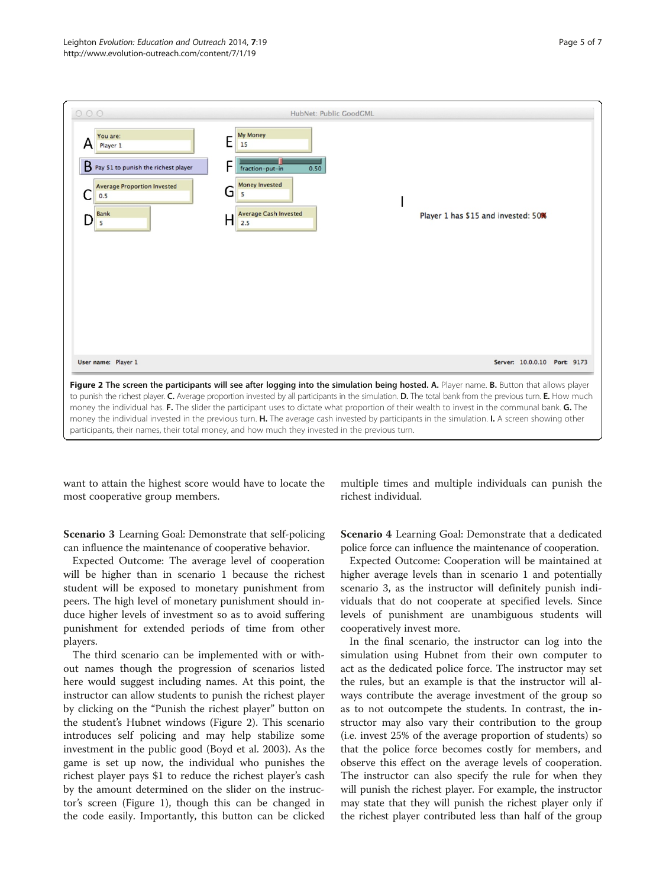HubNet: Public GoodGML

A You are: Player 1

B Pay $1 to punish the richest player

C Average Proportion Invested 0.5

D Bank 5

E My Money 15

F fraction-put-in 0.50

G Money Invested 5

H Average Cash Invested 2.5

I Player 1 has $15 and invested: 50%

User name: Player 1

Server: 10.0.0.10 Port: 9173

**Figure 2 The screen the participants will see after logging into the simulation being hosted. A.** Player name. **B.** Button that allows player to punish the richest player. **C.** Average proportion invested by all participants in the simulation. **D.** The total bank from the previous turn. **E.** How much money the individual has. **F.** The slider the participant uses to dictate what proportion of their wealth to invest in the communal bank. **G.** The money the individual invested in the previous turn. **H.** The average cash invested by participants in the simulation. **I.** A screen showing other participants, their names, their total money, and how much they invested in the previous turn.

want to attain the highest score would have to locate the most cooperative group members.

**Scenario 3** Learning Goal: Demonstrate that self-policing can influence the maintenance of cooperative behavior.

Expected Outcome: The average level of cooperation will be higher than in scenario 1 because the richest student will be exposed to monetary punishment from peers. The high level of monetary punishment should induce higher levels of investment so as to avoid suffering punishment for extended periods of time from other players.

The third scenario can be implemented with or without names though the progression of scenarios listed here would suggest including names. At this point, the instructor can allow students to punish the richest player by clicking on the "Punish the richest player" button on the student's Hubnet windows (Figure 2). This scenario introduces self policing and may help stabilize some investment in the public good (Boyd et al. 2003). As the game is set up now, the individual who punishes the richest player pays $1 to reduce the richest player's cash by the amount determined on the slider on the instructor's screen (Figure 1), though this can be changed in the code easily. Importantly, this button can be clicked multiple times and multiple individuals can punish the richest individual.

**Scenario 4** Learning Goal: Demonstrate that a dedicated police force can influence the maintenance of cooperation.

Expected Outcome: Cooperation will be maintained at higher average levels than in scenario 1 and potentially scenario 3, as the instructor will definitely punish individuals that do not cooperate at specified levels. Since levels of punishment are unambiguous students will cooperatively invest more.

In the final scenario, the instructor can log into the simulation using Hubnet from their own computer to act as the dedicated police force. The instructor may set the rules, but an example is that the instructor will always contribute the average investment of the group so as to not outcompete the students. In contrast, the instructor may also vary their contribution to the group (i.e. invest 25% of the average proportion of students) so that the police force becomes costly for members, and observe this effect on the average levels of cooperation. The instructor can also specify the rule for when they will punish the richest player. For example, the instructor may state that they will punish the richest player only if the richest player contributed less than half of the group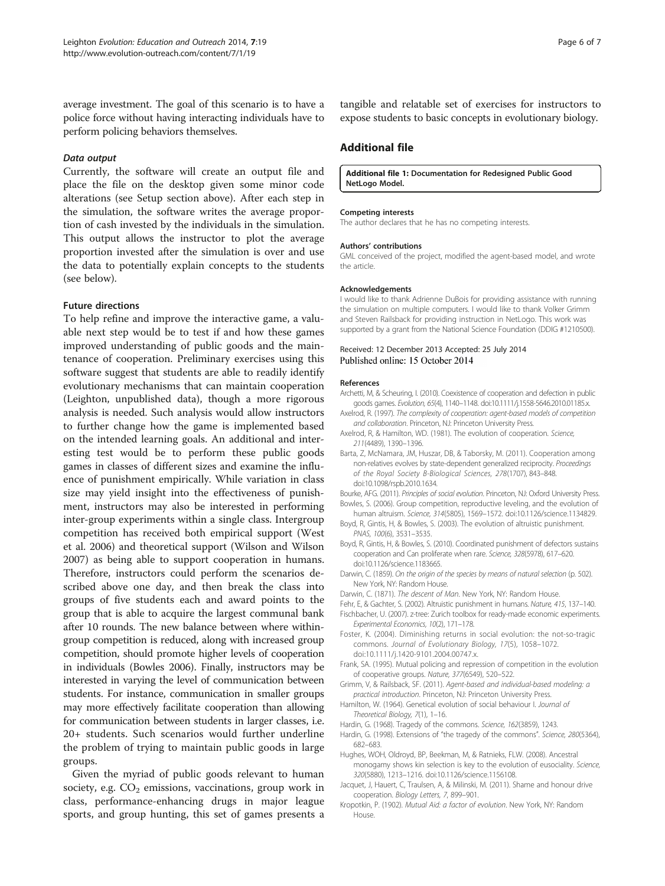average investment. The goal of this scenario is to have a police force without having interacting individuals have to perform policing behaviors themselves.

#### *Data output*

Currently, the software will create an output file and place the file on the desktop given some minor code alterations (see Setup section above). After each step in the simulation, the software writes the average proportion of cash invested by the individuals in the simulation. This output allows the instructor to plot the average proportion invested after the simulation is over and use the data to potentially explain concepts to the students (see below).

### Future directions

To help refine and improve the interactive game, a valuable next step would be to test if and how these games improved understanding of public goods and the maintenance of cooperation. Preliminary exercises using this software suggest that students are able to readily identify evolutionary mechanisms that can maintain cooperation (Leighton, unpublished data), though a more rigorous analysis is needed. Such analysis would allow instructors to further change how the game is implemented based on the intended learning goals. An additional and interesting test would be to perform these public goods games in classes of different sizes and examine the influence of punishment empirically. While variation in class size may yield insight into the effectiveness of punishment, instructors may also be interested in performing inter-group experiments within a single class. Intergroup competition has received both empirical support (West et al. 2006) and theoretical support (Wilson and Wilson 2007) as being able to support cooperation in humans. Therefore, instructors could perform the scenarios described above one day, and then break the class into groups of five students each and award points to the group that is able to acquire the largest communal bank after 10 rounds. The new balance between where within-group competition is reduced, along with increased group competition, should promote higher levels of cooperation in individuals (Bowles 2006). Finally, instructors may be interested in varying the level of communication between students. For instance, communication in smaller groups may more effectively facilitate cooperation than allowing for communication between students in larger classes, i.e. 20+ students. Such scenarios would further underline the problem of trying to maintain public goods in large groups.

Given the myriad of public goods relevant to human society, e.g. $CO_2$ emissions, vaccinations, group work in class, performance-enhancing drugs in major league sports, and group hunting, this set of games presents a tangible and relatable set of exercises for instructors to expose students to basic concepts in evolutionary biology.

## Additional file

**Additional file 1: Documentation for Redesigned Public Good NetLogo Model.**

#### Competing interests
The author declares that he has no competing interests.

#### Authors' contributions
GML conceived of the project, modified the agent-based model, and wrote the article.

#### Acknowledgements
I would like to thank Adrienne DuBois for providing assistance with running the simulation on multiple computers. I would like to thank Volker Grimm and Steven Railsback for providing instruction in NetLogo. This work was supported by a grant from the National Science Foundation (DDIG #1210500).

Received: 12 December 2013 Accepted: 25 July 2014
Published online: 15 October 2014

#### References

Archetti, M, & Scheuring, I. (2010). Coexistence of cooperation and defection in public goods games. *Evolution, 65*(4), 1140–1148. doi:10.1111/j.1558-5646.2010.01185.x.

Axelrod, R. (1997). *The complexity of cooperation: agent-based models of competition and collaboration*. Princeton, NJ: Princeton University Press.

Axelrod, R, & Hamilton, WD. (1981). The evolution of cooperation. *Science, 211*(4489), 1390–1396.

Barta, Z, McNamara, JM, Huszar, DB, & Taborsky, M. (2011). Cooperation among non-relatives evolves by state-dependent generalized reciprocity. *Proceedings of the Royal Society B-Biological Sciences, 278*(1707), 843–848. doi:10.1098/rspb.2010.1634.

Bourke, AFG. (2011). *Principles of social evolution*. Princeton, NJ: Oxford University Press.

Bowles, S. (2006). Group competition, reproductive leveling, and the evolution of human altruism. *Science, 314*(5805), 1569–1572. doi:10.1126/science.1134829.

Boyd, R, Gintis, H, & Bowles, S. (2003). The evolution of altruistic punishment. *PNAS, 100*(6), 3531–3535.

Boyd, R, Gintis, H, & Bowles, S. (2010). Coordinated punishment of defectors sustains cooperation and Can proliferate when rare. *Science, 328*(5978), 617–620. doi:10.1126/science.1183665.

Darwin, C. (1859). *On the origin of the species by means of natural selection* (p. 502). New York, NY: Random House.

Darwin, C. (1871). *The descent of Man*. New York, NY: Random House.

Fehr, E, & Gachter, S. (2002). Altruistic punishment in humans. *Nature, 415*, 137–140.

Fischbacher, U. (2007). z-tree: Zurich toolbox for ready-made economic experiments. *Experimental Economics, 10*(2), 171–178.

Foster, K. (2004). Diminishing returns in social evolution: the not-so-tragic commons. *Journal of Evolutionary Biology, 17*(5), 1058–1072. doi:10.1111/j.1420-9101.2004.00747.x.

Frank, SA. (1995). Mutual policing and repression of competition in the evolution of cooperative groups. *Nature, 377*(6549), 520–522.

Grimm, V, & Railsback, SF. (2011). *Agent-based and individual-based modeling: a practical introduction*. Princeton, NJ: Princeton University Press.

Hamilton, W. (1964). Genetical evolution of social behaviour I. *Journal of Theoretical Biology, 7*(1), 1–16.

Hardin, G. (1968). Tragedy of the commons. *Science, 162*(3859), 1243.

Hardin, G. (1998). Extensions of "the tragedy of the commons". *Science, 280*(5364), 682–683.

Hughes, WOH, Oldroyd, BP, Beekman, M, & Ratnieks, FLW. (2008). Ancestral monogamy shows kin selection is key to the evolution of eusociality. *Science, 320*(5880), 1213–1216. doi:10.1126/science.1156108.

Jacquet, J, Hauert, C, Traulsen, A, & Milinski, M. (2011). Shame and honour drive cooperation. *Biology Letters, 7*, 899–901.

Kropotkin, P. (1902). *Mutual Aid: a factor of evolution*. New York, NY: Random House.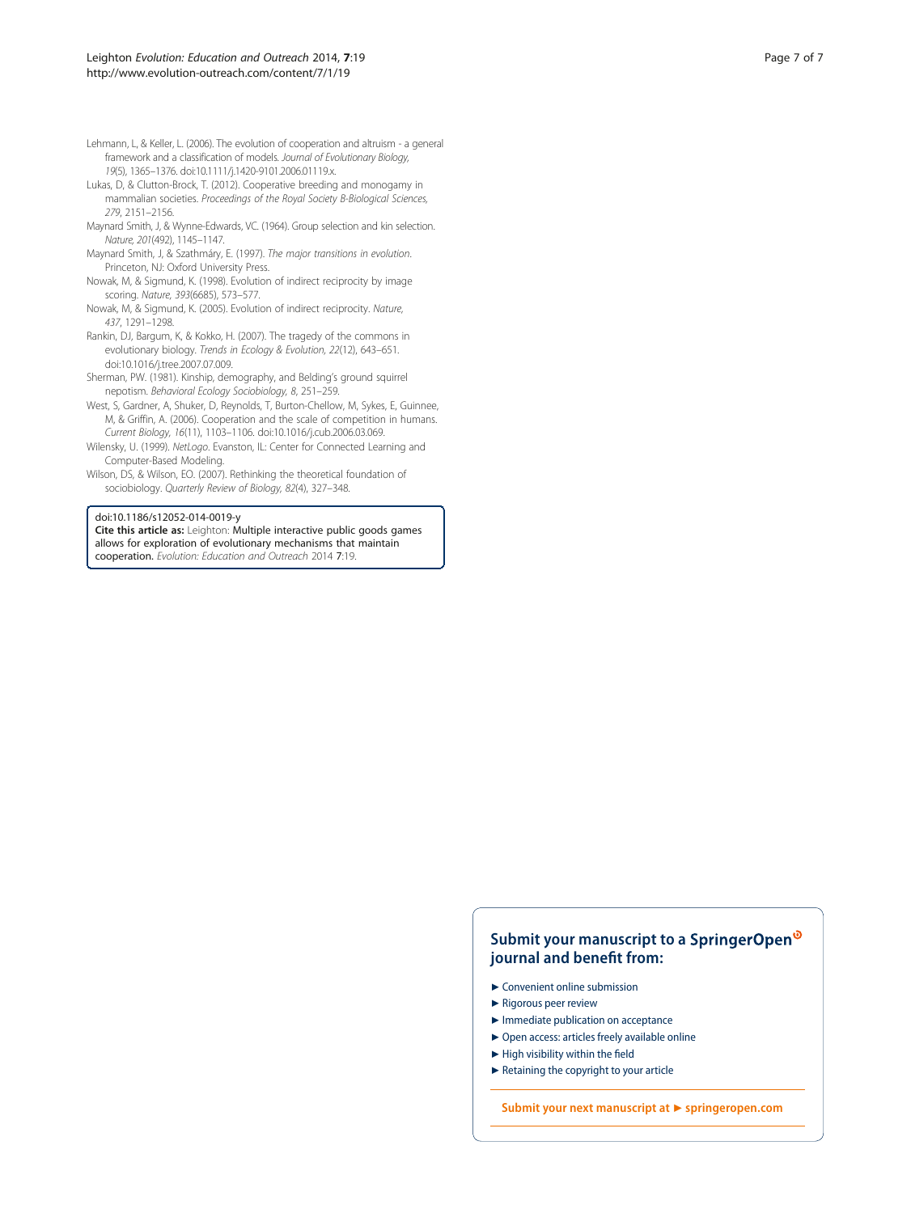Lehmann, L, & Keller, L. (2006). The evolution of cooperation and altruism - a general framework and a classification of models. *Journal of Evolutionary Biology, 19*(5), 1365–1376. doi:10.1111/j.1420-9101.2006.01119.x.

Lukas, D, & Clutton-Brock, T. (2012). Cooperative breeding and monogamy in mammalian societies. *Proceedings of the Royal Society B-Biological Sciences, 279*, 2151–2156.

Maynard Smith, J, & Wynne-Edwards, VC. (1964). Group selection and kin selection. *Nature, 201*(492), 1145–1147.

Maynard Smith, J, & Szathmáry, E. (1997). *The major transitions in evolution*. Princeton, NJ: Oxford University Press.

Nowak, M, & Sigmund, K. (1998). Evolution of indirect reciprocity by image scoring. *Nature, 393*(6685), 573–577.

Nowak, M, & Sigmund, K. (2005). Evolution of indirect reciprocity. *Nature, 437*, 1291–1298.

Rankin, DJ, Bargum, K, & Kokko, H. (2007). The tragedy of the commons in evolutionary biology. *Trends in Ecology & Evolution, 22*(12), 643–651. doi:10.1016/j.tree.2007.07.009.

Sherman, PW. (1981). Kinship, demography, and Belding's ground squirrel nepotism. *Behavioral Ecology Sociobiology, 8*, 251–259.

West, S, Gardner, A, Shuker, D, Reynolds, T, Burton-Chellow, M, Sykes, E, Guinnee, M, & Griffin, A. (2006). Cooperation and the scale of competition in humans. *Current Biology, 16*(11), 1103–1106. doi:10.1016/j.cub.2006.03.069.

Wilensky, U. (1999). *NetLogo*. Evanston, IL: Center for Connected Learning and Computer-Based Modeling.

Wilson, DS, & Wilson, EO. (2007). Rethinking the theoretical foundation of sociobiology. *Quarterly Review of Biology, 82*(4), 327–348.

doi:10.1186/s12052-014-0019-y
**Cite this article as:** Leighton: Multiple interactive public goods games allows for exploration of evolutionary mechanisms that maintain cooperation. *Evolution: Education and Outreach* 2014 **7**:19.

**Submit your manuscript to a SpringerOpen journal and benefit from:**

- ► Convenient online submission
- ► Rigorous peer review
- ► Immediate publication on acceptance
- ► Open access: articles freely available online
- ► High visibility within the field
- ► Retaining the copyright to your article

**Submit your next manuscript at ► springeropen.com**